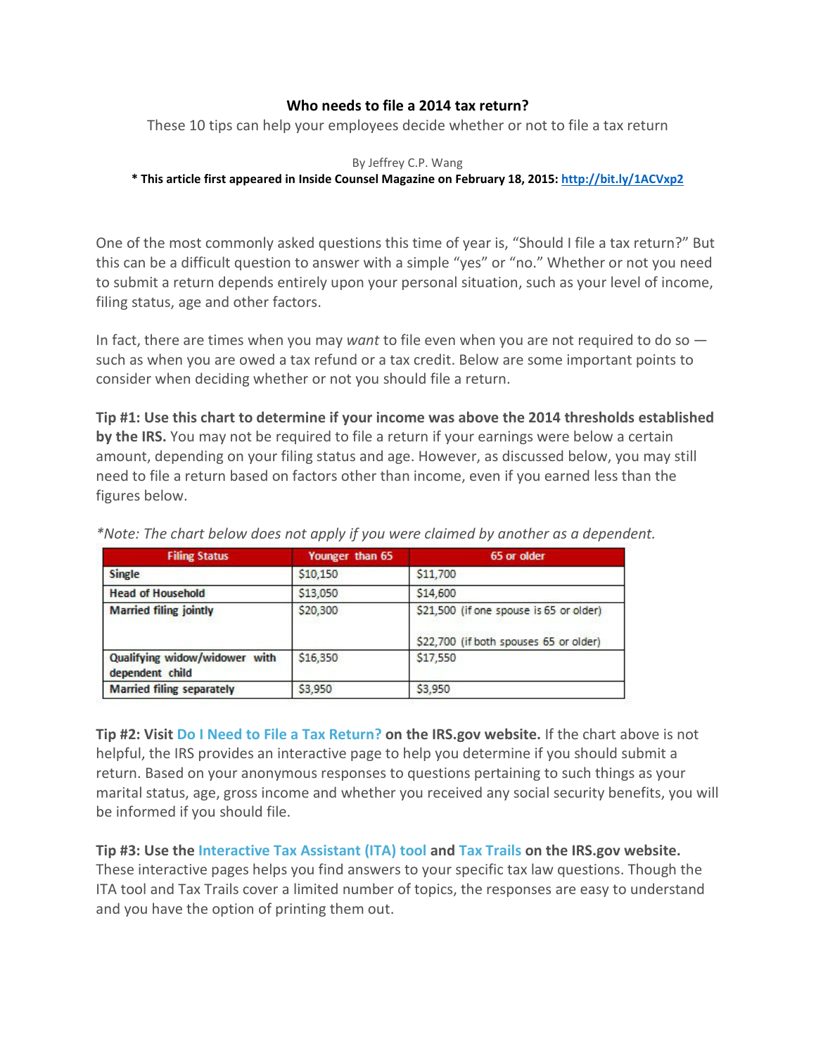# Who needs to file a 2014 tax return?

These 10 tips can help your employees decide whether or not to file a tax return

By Jeffrey C.P. Wang

**\* This article first appeared in Inside Counsel Magazine on February 18, 2015: [http://bit.ly/1ACVxp2](http://bit.ly/1ACVxp2)**

One of the most commonly asked questions this time of year is, "Should I file a tax return?" But this can be a difficult question to answer with a simple "yes" or "no." Whether or not you need to submit a return depends entirely upon your personal situation, such as your level of income, filing status, age and other factors.

In fact, there are times when you may *want* to file even when you are not required to do so — such as when you are owed a tax refund or a tax credit. Below are some important points to consider when deciding whether or not you should file a return.

**Tip #1: Use this chart to determine if your income was above the 2014 thresholds established by the IRS.** You may not be required to file a return if your earnings were below a certain amount, depending on your filing status and age. However, as discussed below, you may still need to file a return based on factors other than income, even if you earned less than the figures below.

*\*Note: The chart below does not apply if you were claimed by another as a dependent.*

| Filing Status | Younger than 65 | 65 or older |
|---|---|---|
| Single | $10,150 | $11,700 |
| Head of Household | $13,050 | $14,600 |
| Married filing jointly | $20,300 | $21,500 (if one spouse is 65 or older)<br><br>$22,700 (if both spouses 65 or older) |
| Qualifying widow/widower with dependent child | $16,350 | $17,550 |
| Married filing separately | $3,950 | $3,950 |

**Tip #2: Visit Do I Need to File a Tax Return? on the IRS.gov website.** If the chart above is not helpful, the IRS provides an interactive page to help you determine if you should submit a return. Based on your anonymous responses to questions pertaining to such things as your marital status, age, gross income and whether you received any social security benefits, you will be informed if you should file.

**Tip #3: Use the Interactive Tax Assistant (ITA) tool and Tax Trails on the IRS.gov website.** These interactive pages helps you find answers to your specific tax law questions. Though the ITA tool and Tax Trails cover a limited number of topics, the responses are easy to understand and you have the option of printing them out.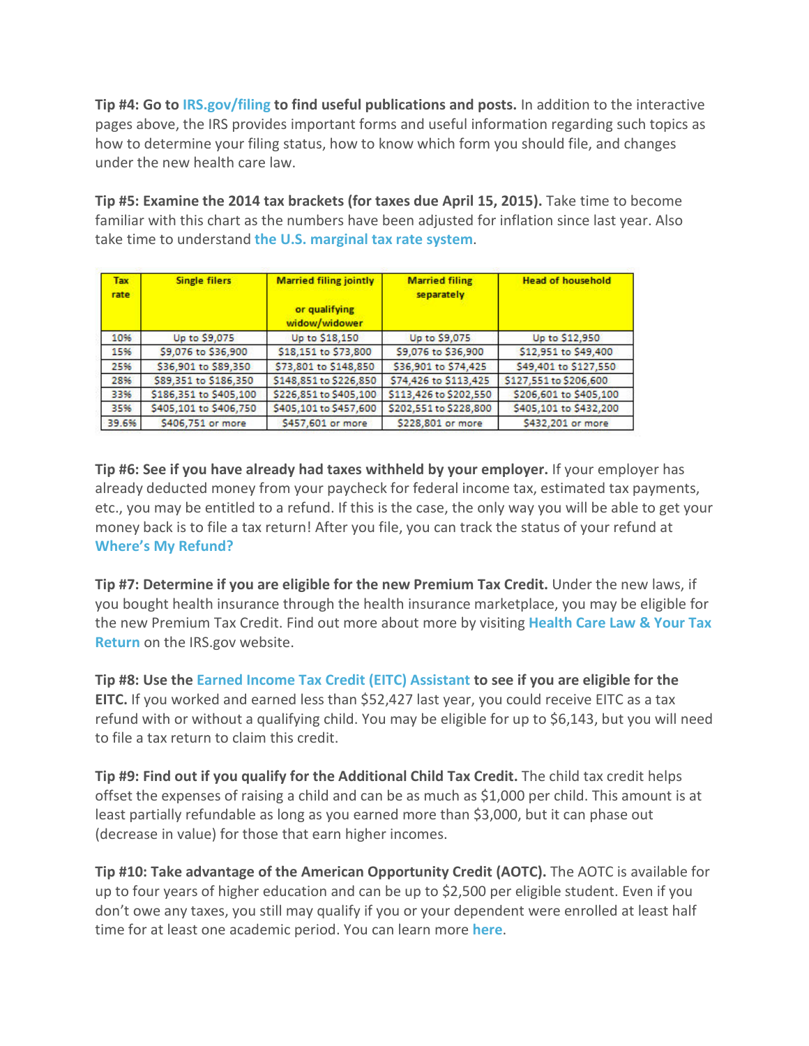**Tip #4: Go to IRS.gov/filing to find useful publications and posts.** In addition to the interactive pages above, the IRS provides important forms and useful information regarding such topics as how to determine your filing status, how to know which form you should file, and changes under the new health care law.

**Tip #5: Examine the 2014 tax brackets (for taxes due April 15, 2015).** Take time to become familiar with this chart as the numbers have been adjusted for inflation since last year. Also take time to understand the U.S. marginal tax rate system.

| Tax rate | Single filers | Married filing jointly or qualifying widow/widower | Married filing separately | Head of household |
|---|---|---|---|---|
| 10% | Up to $9,075 | Up to $18,150 | Up to $9,075 | Up to $12,950 |
| 15% | $9,076 to $36,900 | $18,151 to $73,800 | $9,076 to $36,900 | $12,951 to $49,400 |
| 25% | $36,901 to $89,350 | $73,801 to $148,850 | $36,901 to $74,425 | $49,401 to $127,550 |
| 28% | $89,351 to $186,350 | $148,851 to $226,850 | $74,426 to $113,425 | $127,551 to $206,600 |
| 33% | $186,351 to $405,100 | $226,851 to $405,100 | $113,426 to $202,550 | $206,601 to $405,100 |
| 35% | $405,101 to $406,750 | $405,101 to $457,600 | $202,551 to $228,800 | $405,101 to $432,200 |
| 39.6% | $406,751 or more | $457,601 or more | $228,801 or more | $432,201 or more |

**Tip #6: See if you have already had taxes withheld by your employer.** If your employer has already deducted money from your paycheck for federal income tax, estimated tax payments, etc., you may be entitled to a refund. If this is the case, the only way you will be able to get your money back is to file a tax return! After you file, you can track the status of your refund at Where's My Refund?

**Tip #7: Determine if you are eligible for the new Premium Tax Credit.** Under the new laws, if you bought health insurance through the health insurance marketplace, you may be eligible for the new Premium Tax Credit. Find out more about more by visiting Health Care Law & Your Tax Return on the IRS.gov website.

**Tip #8: Use the Earned Income Tax Credit (EITC) Assistant to see if you are eligible for the EITC.** If you worked and earned less than $52,427 last year, you could receive EITC as a tax refund with or without a qualifying child. You may be eligible for up to $6,143, but you will need to file a tax return to claim this credit.

**Tip #9: Find out if you qualify for the Additional Child Tax Credit.** The child tax credit helps offset the expenses of raising a child and can be as much as $1,000 per child. This amount is at least partially refundable as long as you earned more than $3,000, but it can phase out (decrease in value) for those that earn higher incomes.

**Tip #10: Take advantage of the American Opportunity Credit (AOTC).** The AOTC is available for up to four years of higher education and can be up to $2,500 per eligible student. Even if you don't owe any taxes, you still may qualify if you or your dependent were enrolled at least half time for at least one academic period. You can learn more here.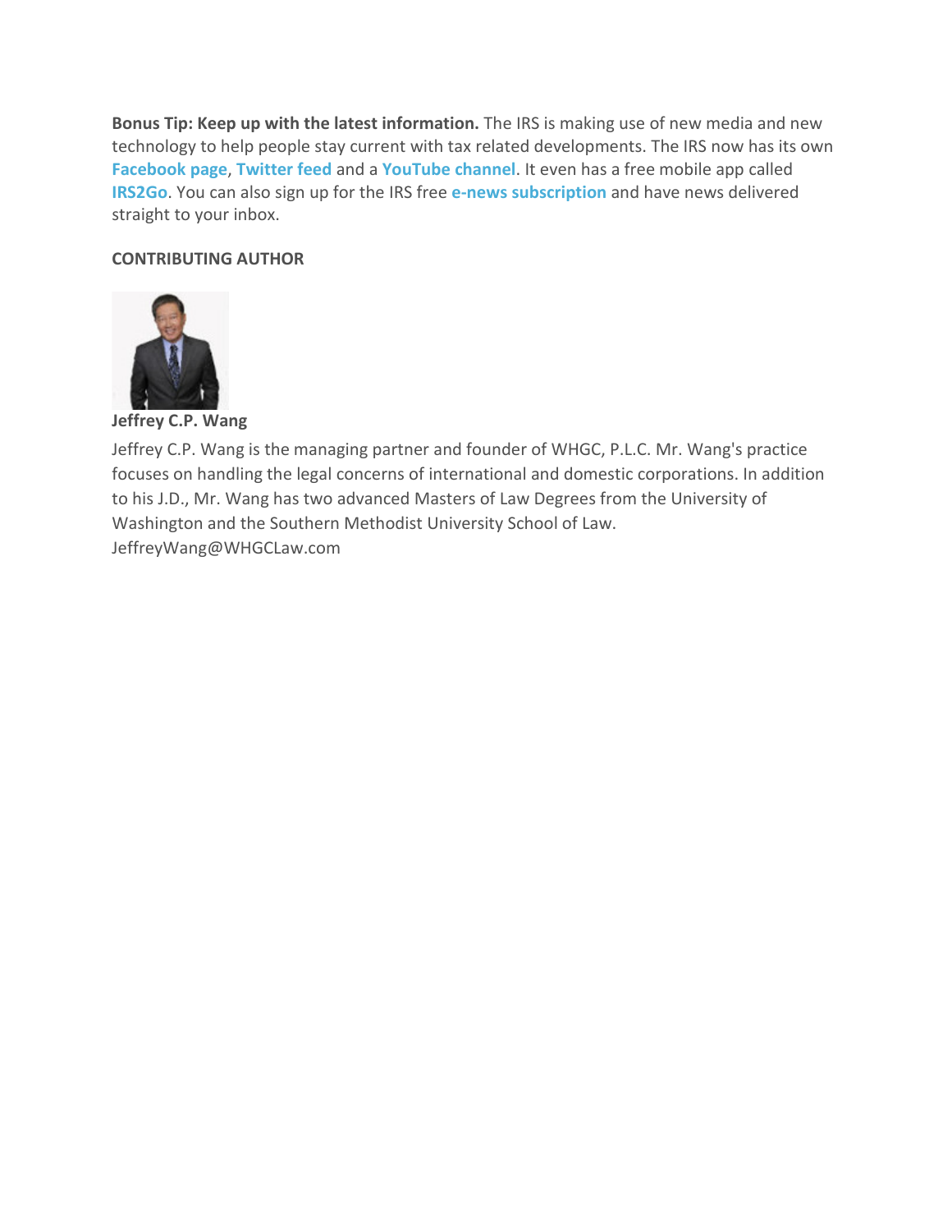**Bonus Tip: Keep up with the latest information.** The IRS is making use of new media and new technology to help people stay current with tax related developments. The IRS now has its own **Facebook page**, **Twitter feed** and a **YouTube channel**. It even has a free mobile app called **IRS2Go**. You can also sign up for the IRS free **e-news subscription** and have news delivered straight to your inbox.

**CONTRIBUTING AUTHOR**

**Jeffrey C.P. Wang**

Jeffrey C.P. Wang is the managing partner and founder of WHGC, P.L.C. Mr. Wang's practice focuses on handling the legal concerns of international and domestic corporations. In addition to his J.D., Mr. Wang has two advanced Masters of Law Degrees from the University of Washington and the Southern Methodist University School of Law.
JeffreyWang@WHGCLaw.com